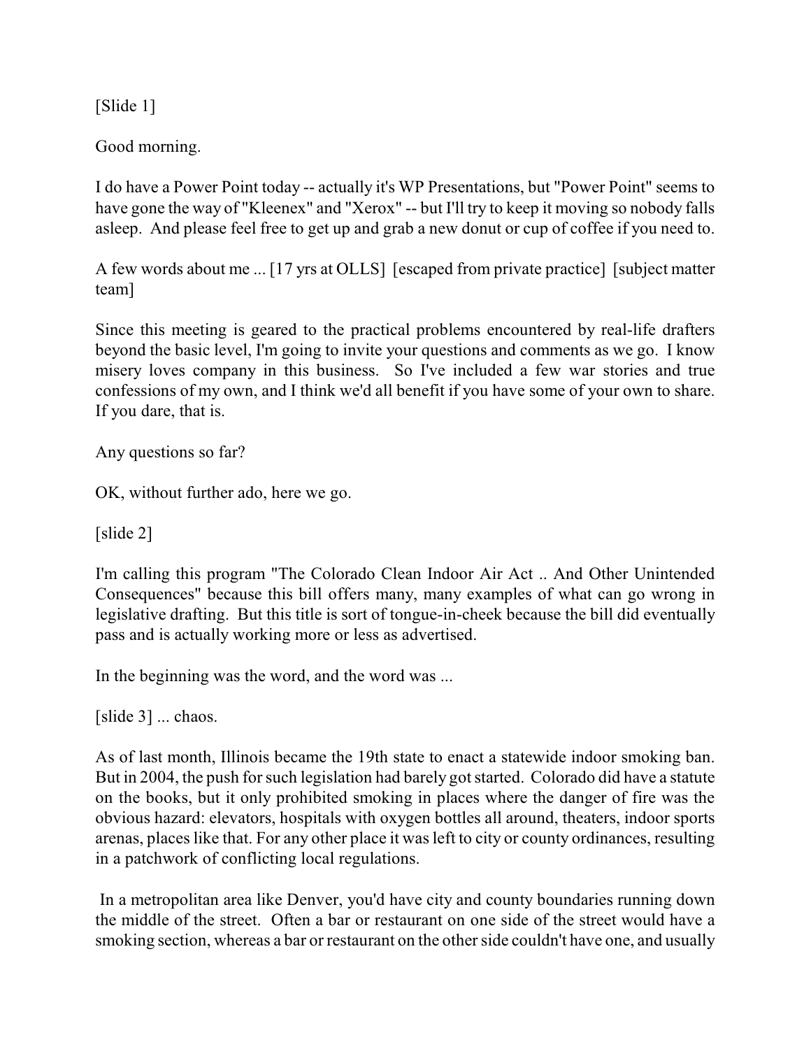[Slide 1]

Good morning.

I do have a Power Point today -- actually it's WP Presentations, but "Power Point" seems to have gone the way of "Kleenex" and "Xerox" -- but I'll try to keep it moving so nobody falls asleep. And please feel free to get up and grab a new donut or cup of coffee if you need to.

A few words about me ... [17 yrs at OLLS] [escaped from private practice] [subject matter team]

Since this meeting is geared to the practical problems encountered by real-life drafters beyond the basic level, I'm going to invite your questions and comments as we go. I know misery loves company in this business. So I've included a few war stories and true confessions of my own, and I think we'd all benefit if you have some of your own to share. If you dare, that is.

Any questions so far?

OK, without further ado, here we go.

[slide 2]

I'm calling this program "The Colorado Clean Indoor Air Act .. And Other Unintended Consequences" because this bill offers many, many examples of what can go wrong in legislative drafting. But this title is sort of tongue-in-cheek because the bill did eventually pass and is actually working more or less as advertised.

In the beginning was the word, and the word was ...

[slide 3] ... chaos.

As of last month, Illinois became the 19th state to enact a statewide indoor smoking ban. But in 2004, the push for such legislation had barely got started. Colorado did have a statute on the books, but it only prohibited smoking in places where the danger of fire was the obvious hazard: elevators, hospitals with oxygen bottles all around, theaters, indoor sports arenas, places like that. For any other place it was left to city or county ordinances, resulting in a patchwork of conflicting local regulations.

In a metropolitan area like Denver, you'd have city and county boundaries running down the middle of the street. Often a bar or restaurant on one side of the street would have a smoking section, whereas a bar or restaurant on the other side couldn't have one, and usually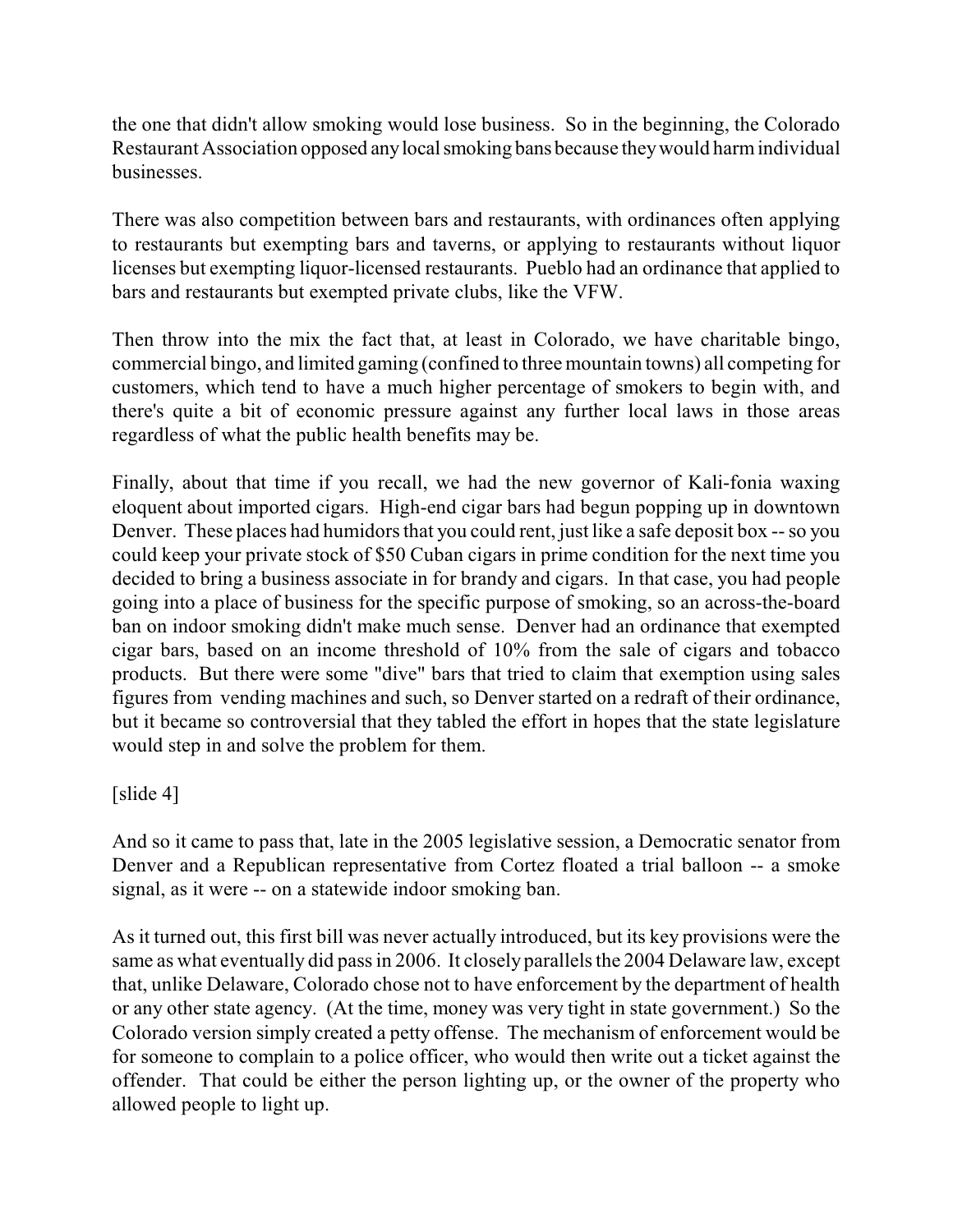the one that didn't allow smoking would lose business. So in the beginning, the Colorado Restaurant Association opposed any local smoking bans because they would harm individual businesses.

There was also competition between bars and restaurants, with ordinances often applying to restaurants but exempting bars and taverns, or applying to restaurants without liquor licenses but exempting liquor-licensed restaurants. Pueblo had an ordinance that applied to bars and restaurants but exempted private clubs, like the VFW.

Then throw into the mix the fact that, at least in Colorado, we have charitable bingo, commercial bingo, and limited gaming (confined to three mountain towns) all competing for customers, which tend to have a much higher percentage of smokers to begin with, and there's quite a bit of economic pressure against any further local laws in those areas regardless of what the public health benefits may be.

Finally, about that time if you recall, we had the new governor of Kali-fonia waxing eloquent about imported cigars. High-end cigar bars had begun popping up in downtown Denver. These places had humidors that you could rent, just like a safe deposit box -- so you could keep your private stock of $50 Cuban cigars in prime condition for the next time you decided to bring a business associate in for brandy and cigars. In that case, you had people going into a place of business for the specific purpose of smoking, so an across-the-board ban on indoor smoking didn't make much sense. Denver had an ordinance that exempted cigar bars, based on an income threshold of 10% from the sale of cigars and tobacco products. But there were some "dive" bars that tried to claim that exemption using sales figures from vending machines and such, so Denver started on a redraft of their ordinance, but it became so controversial that they tabled the effort in hopes that the state legislature would step in and solve the problem for them.

[slide 4]

And so it came to pass that, late in the 2005 legislative session, a Democratic senator from Denver and a Republican representative from Cortez floated a trial balloon -- a smoke signal, as it were -- on a statewide indoor smoking ban.

As it turned out, this first bill was never actually introduced, but its key provisions were the same as what eventually did pass in 2006. It closely parallels the 2004 Delaware law, except that, unlike Delaware, Colorado chose not to have enforcement by the department of health or any other state agency. (At the time, money was very tight in state government.) So the Colorado version simply created a petty offense. The mechanism of enforcement would be for someone to complain to a police officer, who would then write out a ticket against the offender. That could be either the person lighting up, or the owner of the property who allowed people to light up.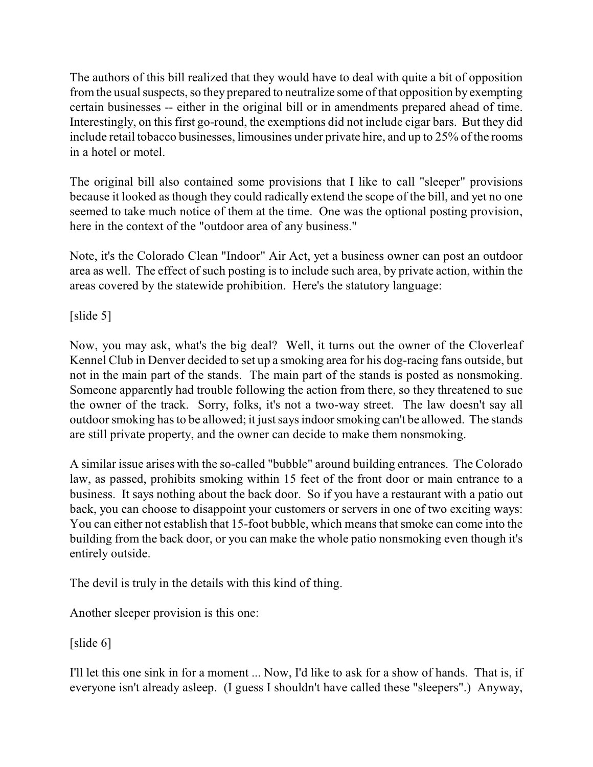The authors of this bill realized that they would have to deal with quite a bit of opposition from the usual suspects, so they prepared to neutralize some of that opposition by exempting certain businesses -- either in the original bill or in amendments prepared ahead of time. Interestingly, on this first go-round, the exemptions did not include cigar bars. But they did include retail tobacco businesses, limousines under private hire, and up to 25% of the rooms in a hotel or motel.

The original bill also contained some provisions that I like to call "sleeper" provisions because it looked as though they could radically extend the scope of the bill, and yet no one seemed to take much notice of them at the time. One was the optional posting provision, here in the context of the "outdoor area of any business."

Note, it's the Colorado Clean "Indoor" Air Act, yet a business owner can post an outdoor area as well. The effect of such posting is to include such area, by private action, within the areas covered by the statewide prohibition. Here's the statutory language:

[slide 5]

Now, you may ask, what's the big deal? Well, it turns out the owner of the Cloverleaf Kennel Club in Denver decided to set up a smoking area for his dog-racing fans outside, but not in the main part of the stands. The main part of the stands is posted as nonsmoking. Someone apparently had trouble following the action from there, so they threatened to sue the owner of the track. Sorry, folks, it's not a two-way street. The law doesn't say all outdoor smoking has to be allowed; it just says indoor smoking can't be allowed. The stands are still private property, and the owner can decide to make them nonsmoking.

A similar issue arises with the so-called "bubble" around building entrances. The Colorado law, as passed, prohibits smoking within 15 feet of the front door or main entrance to a business. It says nothing about the back door. So if you have a restaurant with a patio out back, you can choose to disappoint your customers or servers in one of two exciting ways: You can either not establish that 15-foot bubble, which means that smoke can come into the building from the back door, or you can make the whole patio nonsmoking even though it's entirely outside.

The devil is truly in the details with this kind of thing.

Another sleeper provision is this one:

[slide 6]

I'll let this one sink in for a moment ... Now, I'd like to ask for a show of hands. That is, if everyone isn't already asleep. (I guess I shouldn't have called these "sleepers".) Anyway,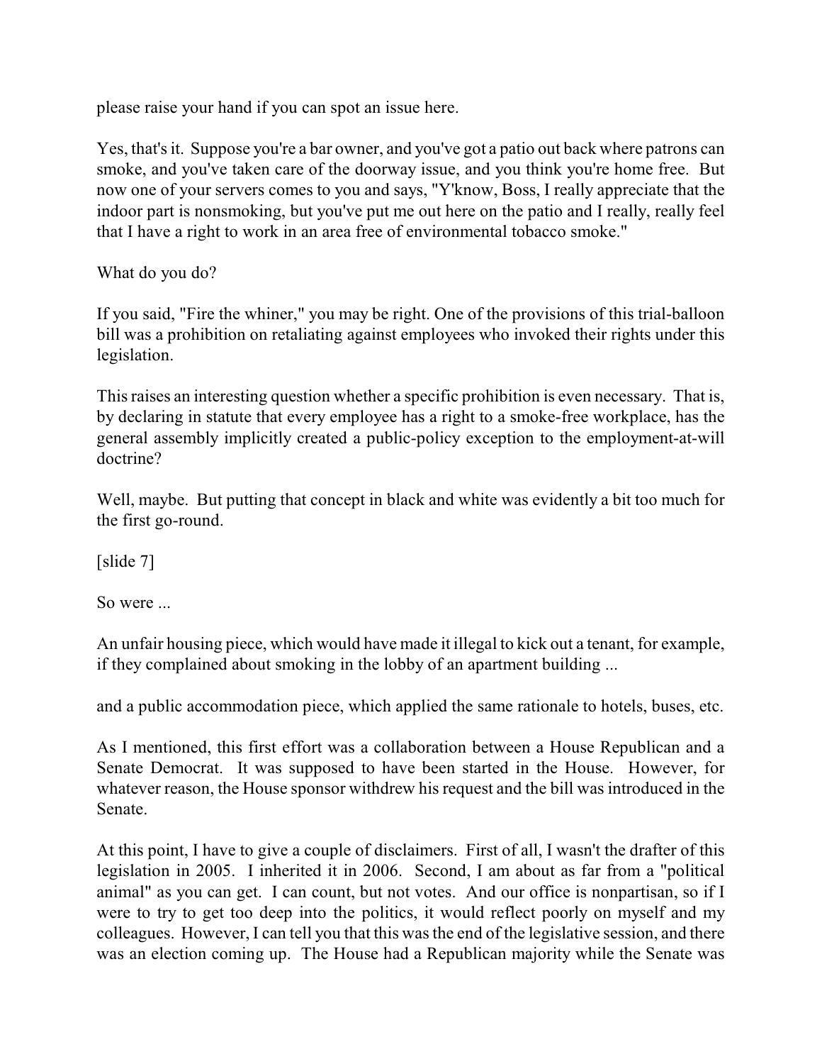please raise your hand if you can spot an issue here.

Yes, that's it. Suppose you're a bar owner, and you've got a patio out back where patrons can smoke, and you've taken care of the doorway issue, and you think you're home free. But now one of your servers comes to you and says, "Y'know, Boss, I really appreciate that the indoor part is nonsmoking, but you've put me out here on the patio and I really, really feel that I have a right to work in an area free of environmental tobacco smoke."

What do you do?

If you said, "Fire the whiner," you may be right. One of the provisions of this trial-balloon bill was a prohibition on retaliating against employees who invoked their rights under this legislation.

This raises an interesting question whether a specific prohibition is even necessary. That is, by declaring in statute that every employee has a right to a smoke-free workplace, has the general assembly implicitly created a public-policy exception to the employment-at-will doctrine?

Well, maybe. But putting that concept in black and white was evidently a bit too much for the first go-round.

[slide 7]

So were ...

An unfair housing piece, which would have made it illegal to kick out a tenant, for example, if they complained about smoking in the lobby of an apartment building ...

and a public accommodation piece, which applied the same rationale to hotels, buses, etc.

As I mentioned, this first effort was a collaboration between a House Republican and a Senate Democrat. It was supposed to have been started in the House. However, for whatever reason, the House sponsor withdrew his request and the bill was introduced in the Senate.

At this point, I have to give a couple of disclaimers. First of all, I wasn't the drafter of this legislation in 2005. I inherited it in 2006. Second, I am about as far from a "political animal" as you can get. I can count, but not votes. And our office is nonpartisan, so if I were to try to get too deep into the politics, it would reflect poorly on myself and my colleagues. However, I can tell you that this was the end of the legislative session, and there was an election coming up. The House had a Republican majority while the Senate was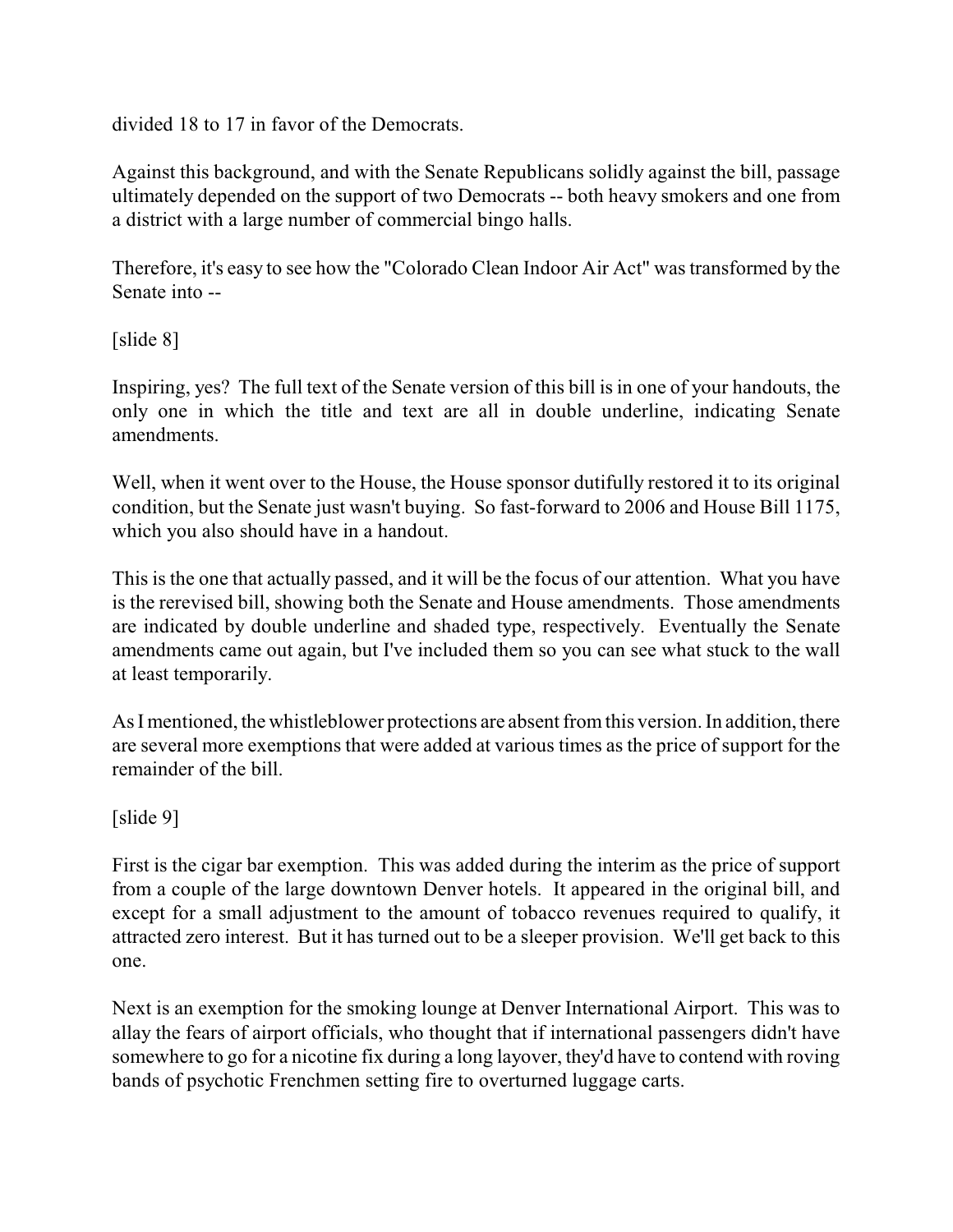divided 18 to 17 in favor of the Democrats.

Against this background, and with the Senate Republicans solidly against the bill, passage ultimately depended on the support of two Democrats -- both heavy smokers and one from a district with a large number of commercial bingo halls.

Therefore, it's easy to see how the "Colorado Clean Indoor Air Act" was transformed by the Senate into --

[slide 8]

Inspiring, yes? The full text of the Senate version of this bill is in one of your handouts, the only one in which the title and text are all in double underline, indicating Senate amendments.

Well, when it went over to the House, the House sponsor dutifully restored it to its original condition, but the Senate just wasn't buying. So fast-forward to 2006 and House Bill 1175, which you also should have in a handout.

This is the one that actually passed, and it will be the focus of our attention. What you have is the rerevised bill, showing both the Senate and House amendments. Those amendments are indicated by double underline and shaded type, respectively. Eventually the Senate amendments came out again, but I've included them so you can see what stuck to the wall at least temporarily.

As I mentioned, the whistleblower protections are absent from this version. In addition, there are several more exemptions that were added at various times as the price of support for the remainder of the bill.

[slide 9]

First is the cigar bar exemption. This was added during the interim as the price of support from a couple of the large downtown Denver hotels. It appeared in the original bill, and except for a small adjustment to the amount of tobacco revenues required to qualify, it attracted zero interest. But it has turned out to be a sleeper provision. We'll get back to this one.

Next is an exemption for the smoking lounge at Denver International Airport. This was to allay the fears of airport officials, who thought that if international passengers didn't have somewhere to go for a nicotine fix during a long layover, they'd have to contend with roving bands of psychotic Frenchmen setting fire to overturned luggage carts.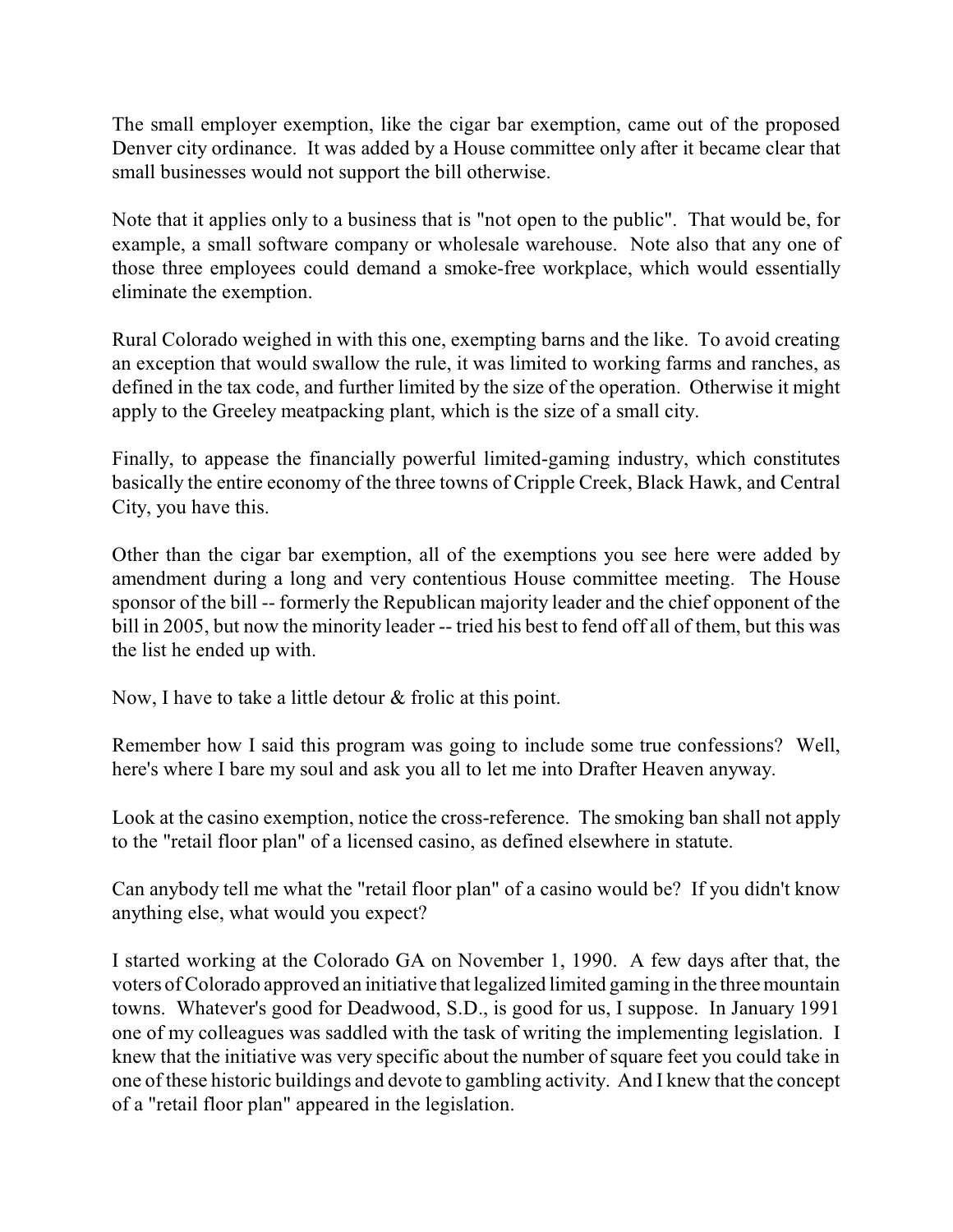The small employer exemption, like the cigar bar exemption, came out of the proposed Denver city ordinance. It was added by a House committee only after it became clear that small businesses would not support the bill otherwise.

Note that it applies only to a business that is "not open to the public". That would be, for example, a small software company or wholesale warehouse. Note also that any one of those three employees could demand a smoke-free workplace, which would essentially eliminate the exemption.

Rural Colorado weighed in with this one, exempting barns and the like. To avoid creating an exception that would swallow the rule, it was limited to working farms and ranches, as defined in the tax code, and further limited by the size of the operation. Otherwise it might apply to the Greeley meatpacking plant, which is the size of a small city.

Finally, to appease the financially powerful limited-gaming industry, which constitutes basically the entire economy of the three towns of Cripple Creek, Black Hawk, and Central City, you have this.

Other than the cigar bar exemption, all of the exemptions you see here were added by amendment during a long and very contentious House committee meeting. The House sponsor of the bill -- formerly the Republican majority leader and the chief opponent of the bill in 2005, but now the minority leader -- tried his best to fend off all of them, but this was the list he ended up with.

Now, I have to take a little detour & frolic at this point.

Remember how I said this program was going to include some true confessions? Well, here's where I bare my soul and ask you all to let me into Drafter Heaven anyway.

Look at the casino exemption, notice the cross-reference. The smoking ban shall not apply to the "retail floor plan" of a licensed casino, as defined elsewhere in statute.

Can anybody tell me what the "retail floor plan" of a casino would be? If you didn't know anything else, what would you expect?

I started working at the Colorado GA on November 1, 1990. A few days after that, the voters of Colorado approved an initiative that legalized limited gaming in the three mountain towns. Whatever's good for Deadwood, S.D., is good for us, I suppose. In January 1991 one of my colleagues was saddled with the task of writing the implementing legislation. I knew that the initiative was very specific about the number of square feet you could take in one of these historic buildings and devote to gambling activity. And I knew that the concept of a "retail floor plan" appeared in the legislation.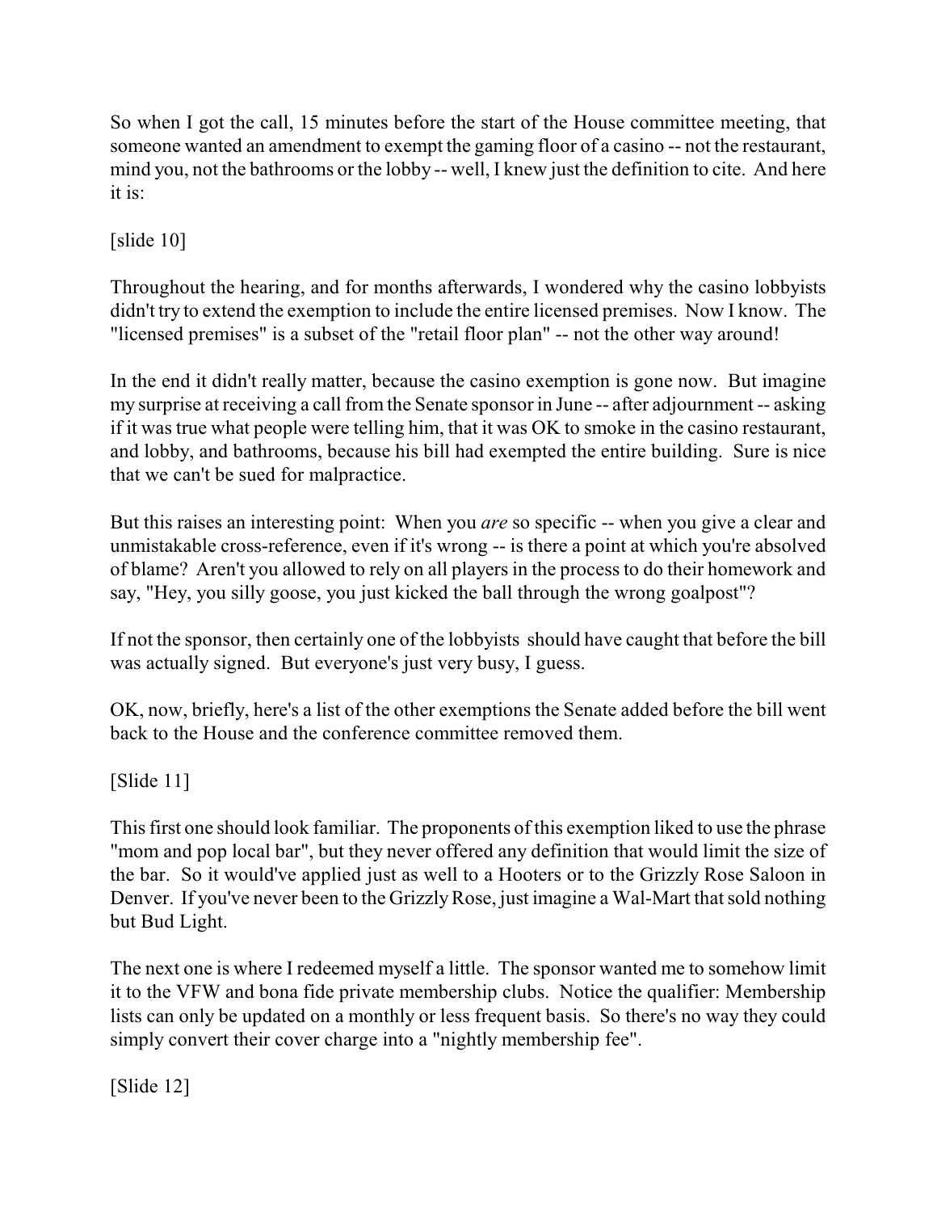So when I got the call, 15 minutes before the start of the House committee meeting, that someone wanted an amendment to exempt the gaming floor of a casino -- not the restaurant, mind you, not the bathrooms or the lobby -- well, I knew just the definition to cite. And here it is:

[slide 10]

Throughout the hearing, and for months afterwards, I wondered why the casino lobbyists didn't try to extend the exemption to include the entire licensed premises. Now I know. The "licensed premises" is a subset of the "retail floor plan" -- not the other way around!

In the end it didn't really matter, because the casino exemption is gone now. But imagine my surprise at receiving a call from the Senate sponsor in June -- after adjournment -- asking if it was true what people were telling him, that it was OK to smoke in the casino restaurant, and lobby, and bathrooms, because his bill had exempted the entire building. Sure is nice that we can't be sued for malpractice.

But this raises an interesting point: When you *are* so specific -- when you give a clear and unmistakable cross-reference, even if it's wrong -- is there a point at which you're absolved of blame? Aren't you allowed to rely on all players in the process to do their homework and say, "Hey, you silly goose, you just kicked the ball through the wrong goalpost"?

If not the sponsor, then certainly one of the lobbyists should have caught that before the bill was actually signed. But everyone's just very busy, I guess.

OK, now, briefly, here's a list of the other exemptions the Senate added before the bill went back to the House and the conference committee removed them.

[Slide 11]

This first one should look familiar. The proponents of this exemption liked to use the phrase "mom and pop local bar", but they never offered any definition that would limit the size of the bar. So it would've applied just as well to a Hooters or to the Grizzly Rose Saloon in Denver. If you've never been to the Grizzly Rose, just imagine a Wal-Mart that sold nothing but Bud Light.

The next one is where I redeemed myself a little. The sponsor wanted me to somehow limit it to the VFW and bona fide private membership clubs. Notice the qualifier: Membership lists can only be updated on a monthly or less frequent basis. So there's no way they could simply convert their cover charge into a "nightly membership fee".

[Slide 12]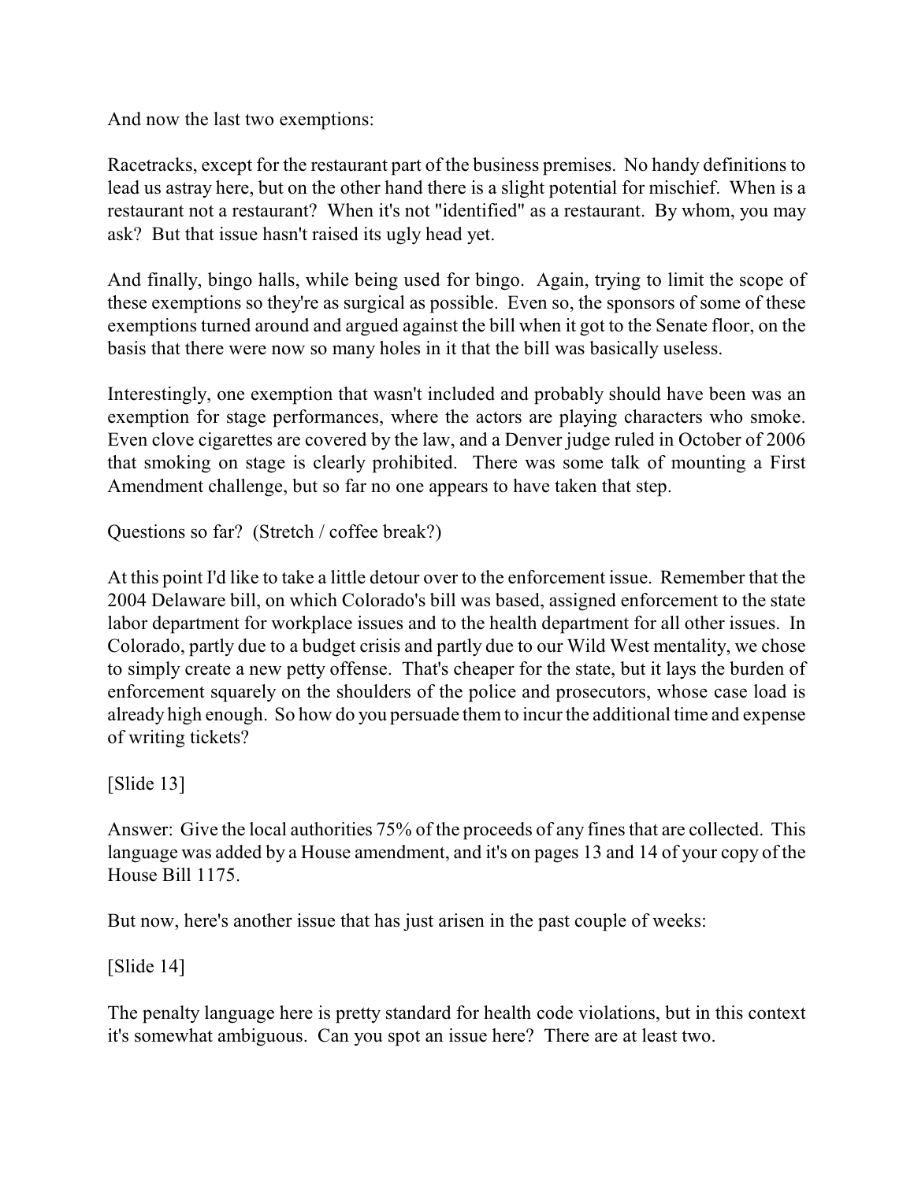And now the last two exemptions:

Racetracks, except for the restaurant part of the business premises. No handy definitions to lead us astray here, but on the other hand there is a slight potential for mischief. When is a restaurant not a restaurant? When it's not "identified" as a restaurant. By whom, you may ask? But that issue hasn't raised its ugly head yet.

And finally, bingo halls, while being used for bingo. Again, trying to limit the scope of these exemptions so they're as surgical as possible. Even so, the sponsors of some of these exemptions turned around and argued against the bill when it got to the Senate floor, on the basis that there were now so many holes in it that the bill was basically useless.

Interestingly, one exemption that wasn't included and probably should have been was an exemption for stage performances, where the actors are playing characters who smoke. Even clove cigarettes are covered by the law, and a Denver judge ruled in October of 2006 that smoking on stage is clearly prohibited. There was some talk of mounting a First Amendment challenge, but so far no one appears to have taken that step.

Questions so far? (Stretch / coffee break?)

At this point I'd like to take a little detour over to the enforcement issue. Remember that the 2004 Delaware bill, on which Colorado's bill was based, assigned enforcement to the state labor department for workplace issues and to the health department for all other issues. In Colorado, partly due to a budget crisis and partly due to our Wild West mentality, we chose to simply create a new petty offense. That's cheaper for the state, but it lays the burden of enforcement squarely on the shoulders of the police and prosecutors, whose case load is already high enough. So how do you persuade them to incur the additional time and expense of writing tickets?

[Slide 13]

Answer: Give the local authorities 75% of the proceeds of any fines that are collected. This language was added by a House amendment, and it's on pages 13 and 14 of your copy of the House Bill 1175.

But now, here's another issue that has just arisen in the past couple of weeks:

[Slide 14]

The penalty language here is pretty standard for health code violations, but in this context it's somewhat ambiguous. Can you spot an issue here? There are at least two.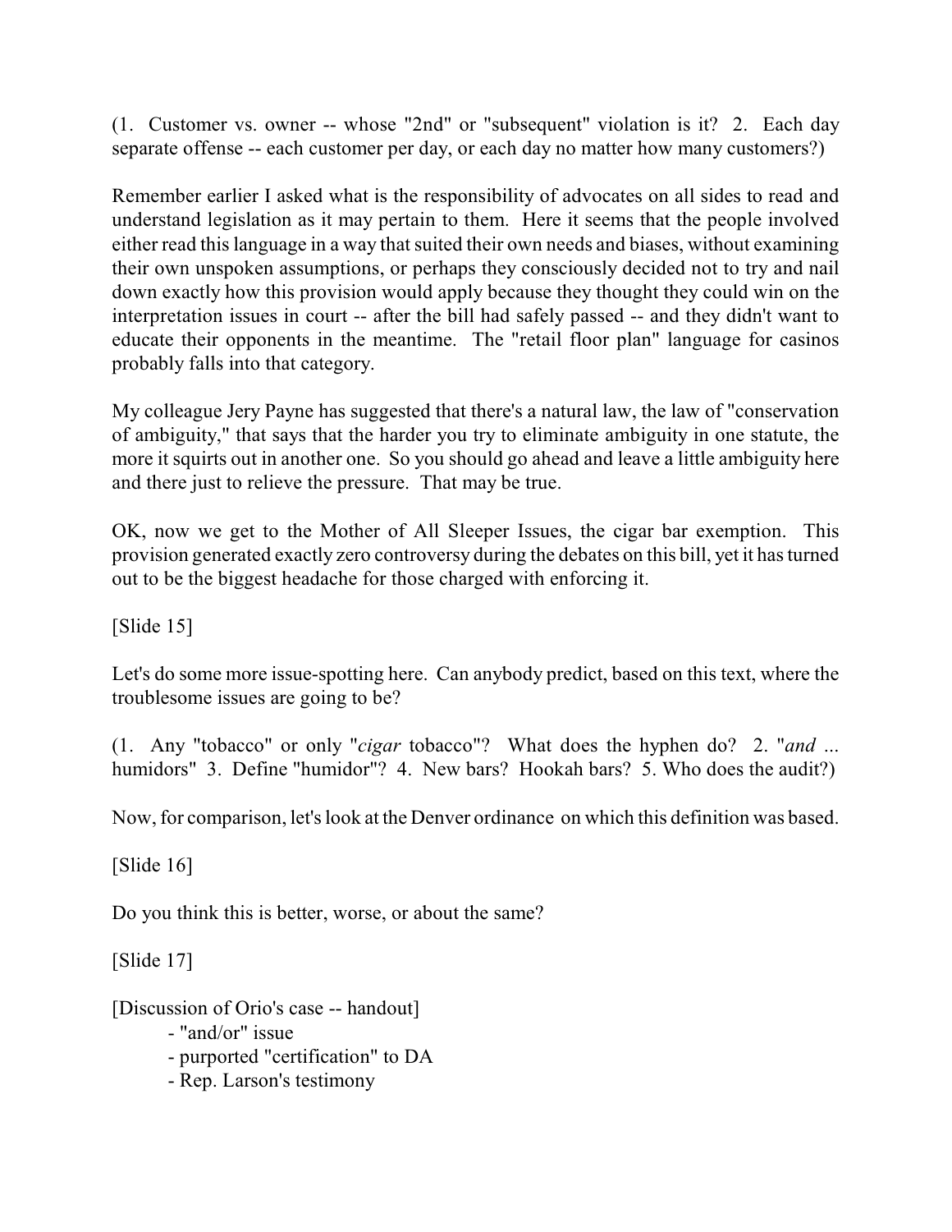(1. Customer vs. owner -- whose "2nd" or "subsequent" violation is it? 2. Each day separate offense -- each customer per day, or each day no matter how many customers?)

Remember earlier I asked what is the responsibility of advocates on all sides to read and understand legislation as it may pertain to them. Here it seems that the people involved either read this language in a way that suited their own needs and biases, without examining their own unspoken assumptions, or perhaps they consciously decided not to try and nail down exactly how this provision would apply because they thought they could win on the interpretation issues in court -- after the bill had safely passed -- and they didn't want to educate their opponents in the meantime. The "retail floor plan" language for casinos probably falls into that category.

My colleague Jery Payne has suggested that there's a natural law, the law of "conservation of ambiguity," that says that the harder you try to eliminate ambiguity in one statute, the more it squirts out in another one. So you should go ahead and leave a little ambiguity here and there just to relieve the pressure. That may be true.

OK, now we get to the Mother of All Sleeper Issues, the cigar bar exemption. This provision generated exactly zero controversy during the debates on this bill, yet it has turned out to be the biggest headache for those charged with enforcing it.

[Slide 15]

Let's do some more issue-spotting here. Can anybody predict, based on this text, where the troublesome issues are going to be?

(1. Any "tobacco" or only "*cigar* tobacco"? What does the hyphen do? 2. "*and* ... humidors" 3. Define "humidor"? 4. New bars? Hookah bars? 5. Who does the audit?)

Now, for comparison, let's look at the Denver ordinance on which this definition was based.

[Slide 16]

Do you think this is better, worse, or about the same?

[Slide 17]

[Discussion of Orio's case -- handout]

- "and/or" issue
- purported "certification" to DA
- Rep. Larson's testimony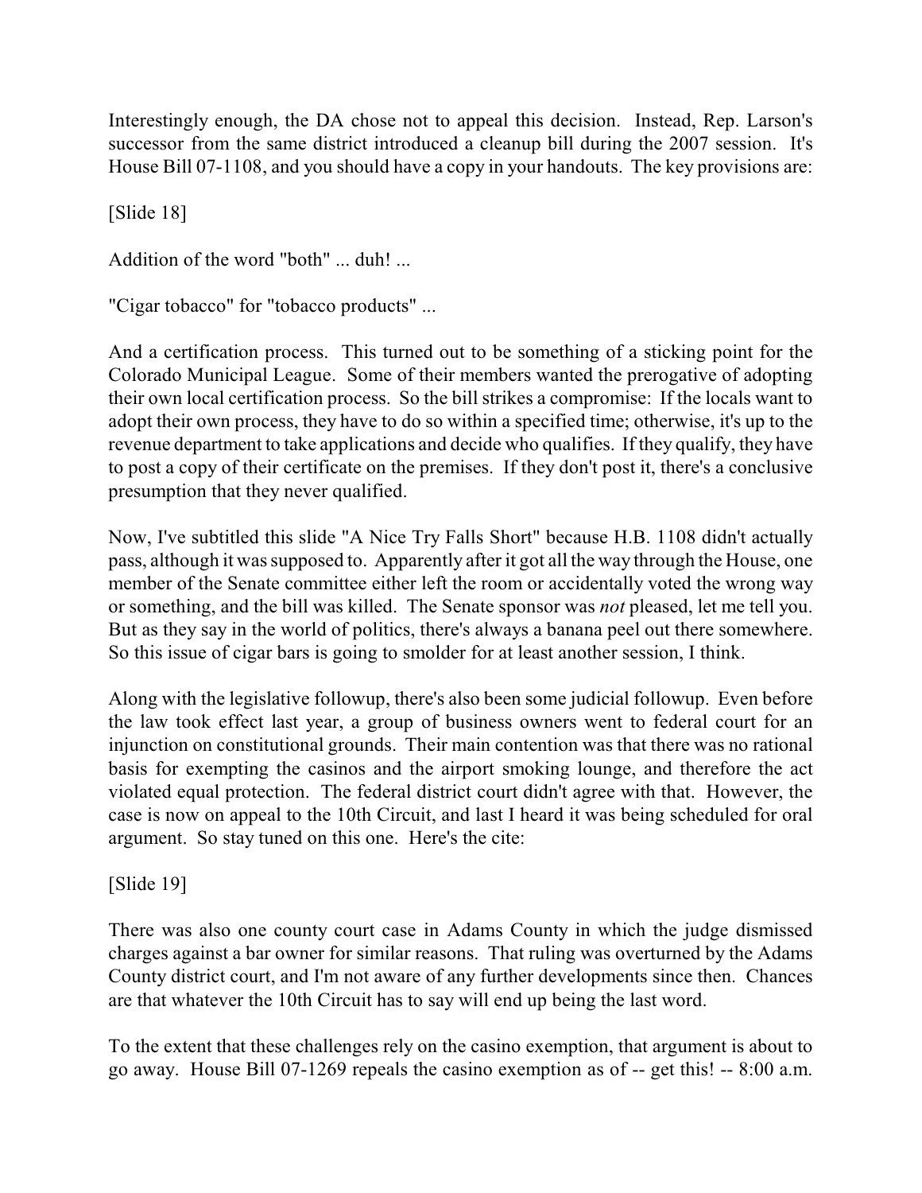Interestingly enough, the DA chose not to appeal this decision. Instead, Rep. Larson's successor from the same district introduced a cleanup bill during the 2007 session. It's House Bill 07-1108, and you should have a copy in your handouts. The key provisions are:

[Slide 18]

Addition of the word "both" ... duh! ...

"Cigar tobacco" for "tobacco products" ...

And a certification process. This turned out to be something of a sticking point for the Colorado Municipal League. Some of their members wanted the prerogative of adopting their own local certification process. So the bill strikes a compromise: If the locals want to adopt their own process, they have to do so within a specified time; otherwise, it's up to the revenue department to take applications and decide who qualifies. If they qualify, they have to post a copy of their certificate on the premises. If they don't post it, there's a conclusive presumption that they never qualified.

Now, I've subtitled this slide "A Nice Try Falls Short" because H.B. 1108 didn't actually pass, although it was supposed to. Apparently after it got all the way through the House, one member of the Senate committee either left the room or accidentally voted the wrong way or something, and the bill was killed. The Senate sponsor was *not* pleased, let me tell you. But as they say in the world of politics, there's always a banana peel out there somewhere. So this issue of cigar bars is going to smolder for at least another session, I think.

Along with the legislative followup, there's also been some judicial followup. Even before the law took effect last year, a group of business owners went to federal court for an injunction on constitutional grounds. Their main contention was that there was no rational basis for exempting the casinos and the airport smoking lounge, and therefore the act violated equal protection. The federal district court didn't agree with that. However, the case is now on appeal to the 10th Circuit, and last I heard it was being scheduled for oral argument. So stay tuned on this one. Here's the cite:

[Slide 19]

There was also one county court case in Adams County in which the judge dismissed charges against a bar owner for similar reasons. That ruling was overturned by the Adams County district court, and I'm not aware of any further developments since then. Chances are that whatever the 10th Circuit has to say will end up being the last word.

To the extent that these challenges rely on the casino exemption, that argument is about to go away. House Bill 07-1269 repeals the casino exemption as of -- get this! -- 8:00 a.m.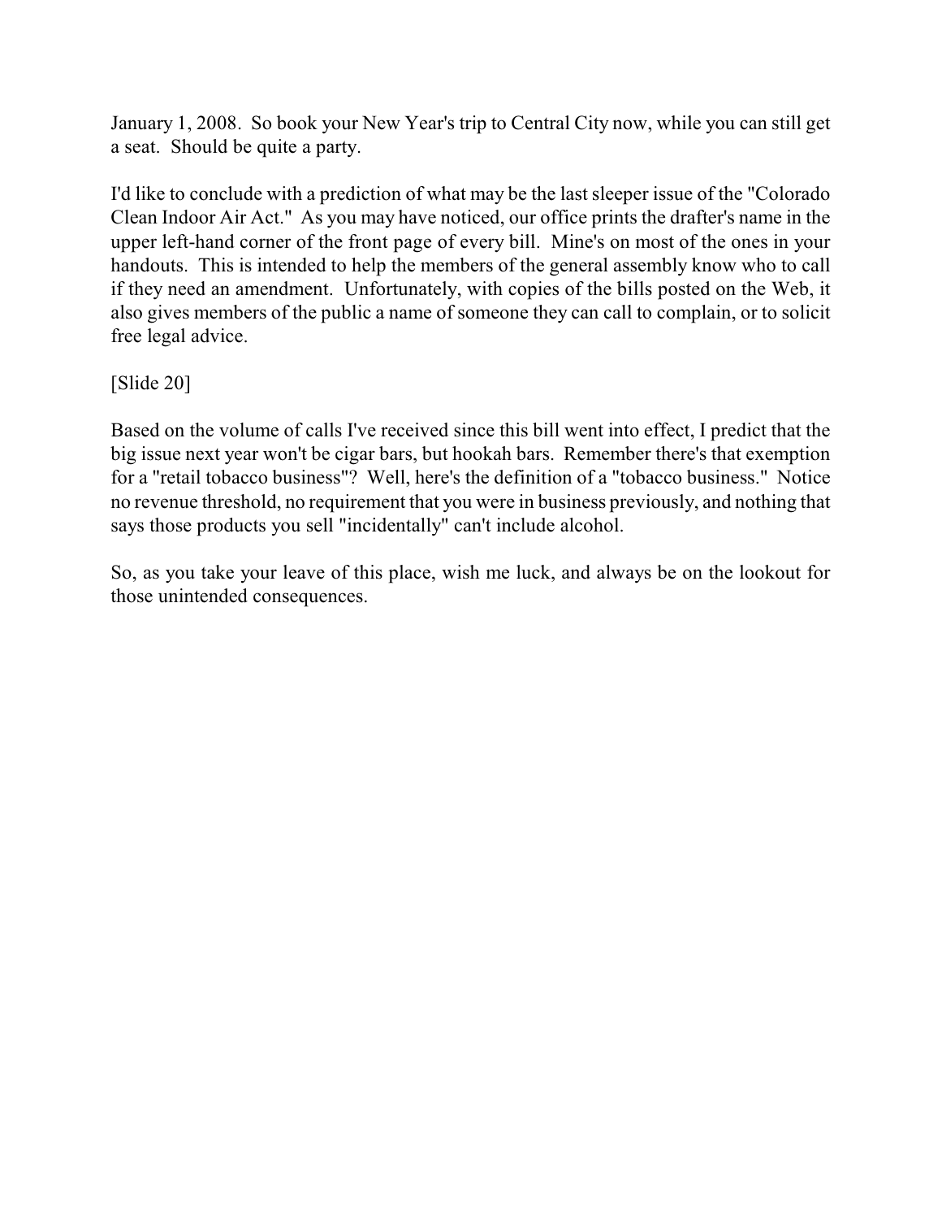January 1, 2008. So book your New Year's trip to Central City now, while you can still get a seat. Should be quite a party.

I'd like to conclude with a prediction of what may be the last sleeper issue of the "Colorado Clean Indoor Air Act." As you may have noticed, our office prints the drafter's name in the upper left-hand corner of the front page of every bill. Mine's on most of the ones in your handouts. This is intended to help the members of the general assembly know who to call if they need an amendment. Unfortunately, with copies of the bills posted on the Web, it also gives members of the public a name of someone they can call to complain, or to solicit free legal advice.

[Slide 20]

Based on the volume of calls I've received since this bill went into effect, I predict that the big issue next year won't be cigar bars, but hookah bars. Remember there's that exemption for a "retail tobacco business"? Well, here's the definition of a "tobacco business." Notice no revenue threshold, no requirement that you were in business previously, and nothing that says those products you sell "incidentally" can't include alcohol.

So, as you take your leave of this place, wish me luck, and always be on the lookout for those unintended consequences.